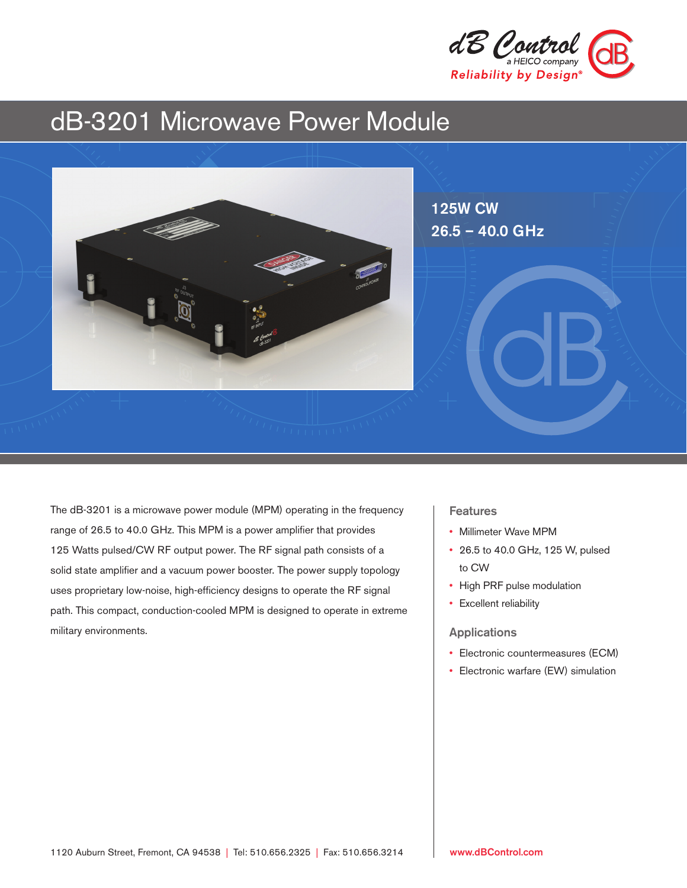dB Control
a HEICO company
Reliability by Design®

# dB-3201 Microwave Power Module

**125W CW**
**26.5 – 40.0 GHz**

The dB-3201 is a microwave power module (MPM) operating in the frequency range of 26.5 to 40.0 GHz. This MPM is a power amplifier that provides 125 Watts pulsed/CW RF output power. The RF signal path consists of a solid state amplifier and a vacuum power booster. The power supply topology uses proprietary low-noise, high-efficiency designs to operate the RF signal path. This compact, conduction-cooled MPM is designed to operate in extreme military environments.

## Features

- Millimeter Wave MPM
- 26.5 to 40.0 GHz, 125 W, pulsed to CW
- High PRF pulse modulation
- Excellent reliability

## Applications

- Electronic countermeasures (ECM)
- Electronic warfare (EW) simulation

1120 Auburn Street, Fremont, CA 94538 | Tel: 510.656.2325 | Fax: 510.656.3214

www.dBControl.com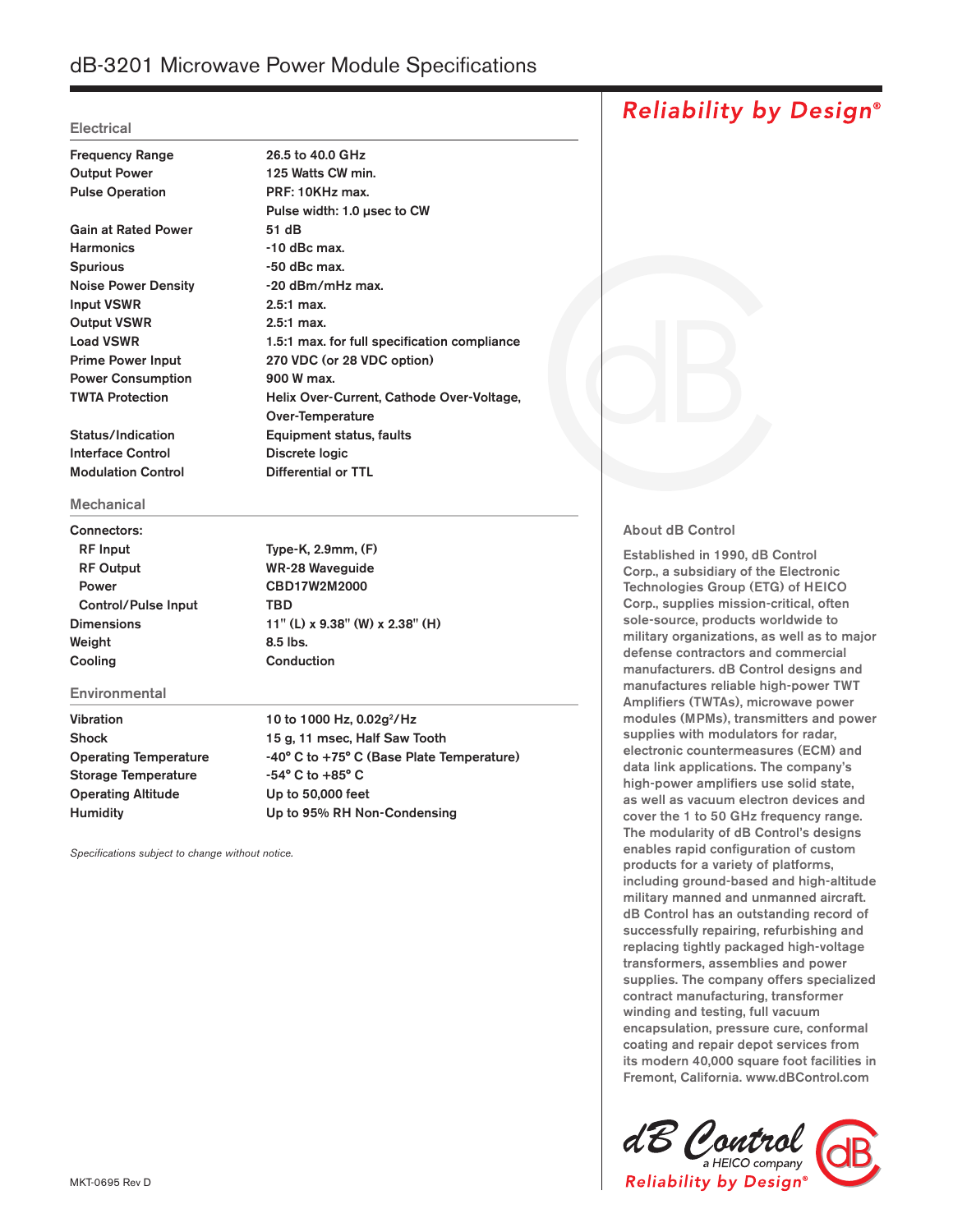# dB-3201 Microwave Power Module Specifications

## Electrical

| | |
|---|---|
| Frequency Range | 26.5 to 40.0 GHz |
| Output Power | 125 Watts CW min. |
| Pulse Operation | PRF: 10KHz max.<br>Pulse width: 1.0 μsec to CW |
| Gain at Rated Power | 51 dB |
| Harmonics | -10 dBc max. |
| Spurious | -50 dBc max. |
| Noise Power Density | -20 dBm/mHz max. |
| Input VSWR | 2.5:1 max. |
| Output VSWR | 2.5:1 max. |
| Load VSWR | 1.5:1 max. for full specification compliance |
| Prime Power Input | 270 VDC (or 28 VDC option) |
| Power Consumption | 900 W max. |
| TWTA Protection | Helix Over-Current, Cathode Over-Voltage, Over-Temperature |
| Status/Indication | Equipment status, faults |
| Interface Control | Discrete logic |
| Modulation Control | Differential or TTL |

## Mechanical

| | |
|---|---|
| Connectors: | |
| RF Input | Type-K, 2.9mm, (F) |
| RF Output | WR-28 Waveguide |
| Power | CBD17W2M2000 |
| Control/Pulse Input | TBD |
| Dimensions | 11" (L) x 9.38" (W) x 2.38" (H) |
| Weight | 8.5 lbs. |
| Cooling | Conduction |

## Environmental

| | |
|---|---|
| Vibration | 10 to 1000 Hz, $0.02g^2/Hz$ |
| Shock | 15 g, 11 msec, Half Saw Tooth |
| Operating Temperature | -40° C to +75° C (Base Plate Temperature) |
| Storage Temperature | -54° C to +85° C |
| Operating Altitude | Up to 50,000 feet |
| Humidity | Up to 95% RH Non-Condensing |

*Specifications subject to change without notice.*

MKT-0695 Rev D

**Reliability by Design®**

### About dB Control

Established in 1990, dB Control Corp., a subsidiary of the Electronic Technologies Group (ETG) of HEICO Corp., supplies mission-critical, often sole-source, products worldwide to military organizations, as well as to major defense contractors and commercial manufacturers. dB Control designs and manufactures reliable high-power TWT Amplifiers (TWTAs), microwave power modules (MPMs), transmitters and power supplies with modulators for radar, electronic countermeasures (ECM) and data link applications. The company's high-power amplifiers use solid state, as well as vacuum electron devices and cover the 1 to 50 GHz frequency range. The modularity of dB Control's designs enables rapid configuration of custom products for a variety of platforms, including ground-based and high-altitude military manned and unmanned aircraft. dB Control has an outstanding record of successfully repairing, refurbishing and replacing tightly packaged high-voltage transformers, assemblies and power supplies. The company offers specialized contract manufacturing, transformer winding and testing, full vacuum encapsulation, pressure cure, conformal coating and repair depot services from its modern 40,000 square foot facilities in Fremont, California. www.dBControl.com

dB Control
a HEICO company
Reliability by Design®